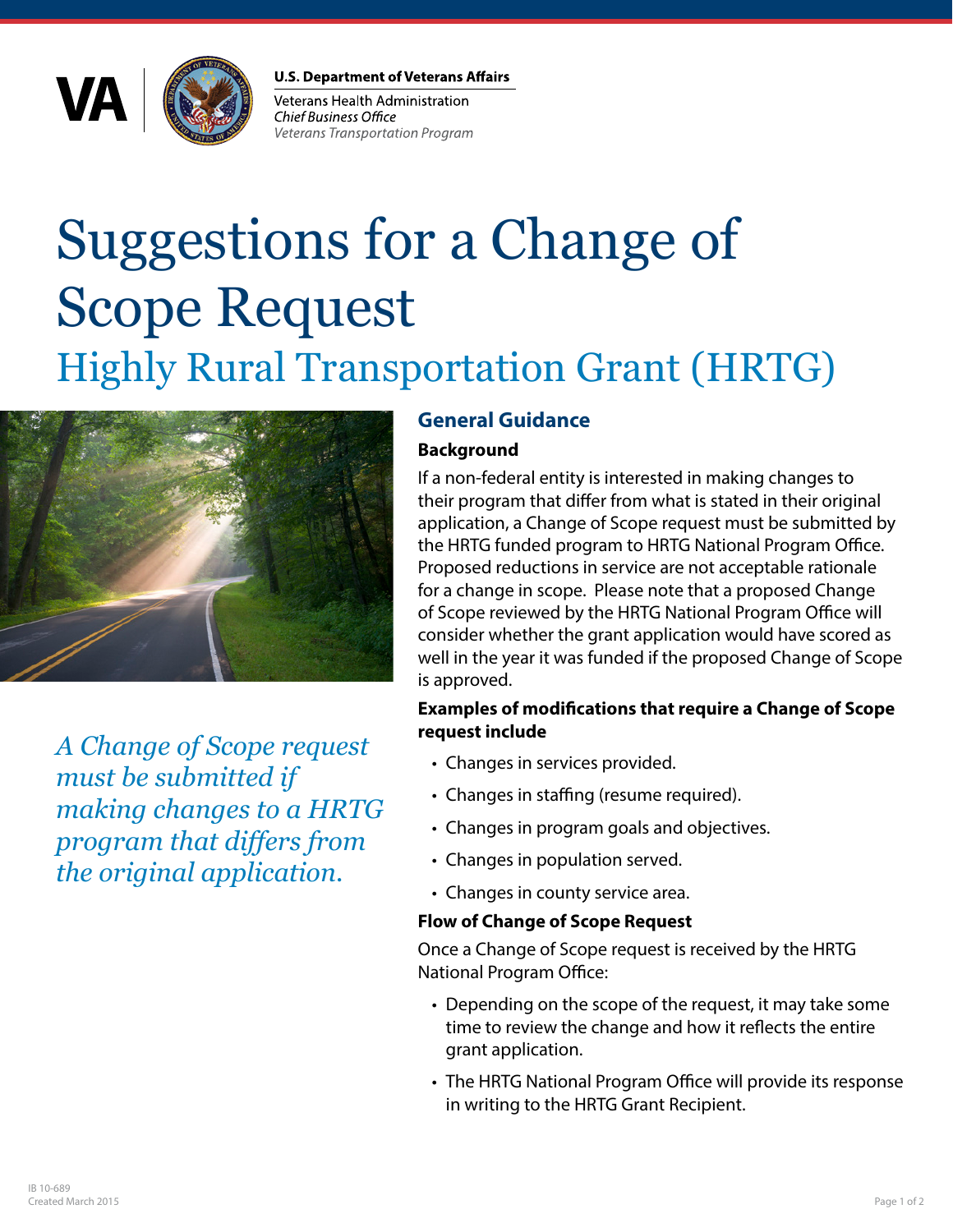U.S. Department of Veterans Affairs

Veterans Health Administration
*Chief Business Office*
*Veterans Transportation Program*

# Suggestions for a Change of Scope Request

## Highly Rural Transportation Grant (HRTG)

*A Change of Scope request must be submitted if making changes to a HRTG program that differs from the original application.*

### General Guidance

**Background**

If a non-federal entity is interested in making changes to their program that differ from what is stated in their original application, a Change of Scope request must be submitted by the HRTG funded program to HRTG National Program Office. Proposed reductions in service are not acceptable rationale for a change in scope. Please note that a proposed Change of Scope reviewed by the HRTG National Program Office will consider whether the grant application would have scored as well in the year it was funded if the proposed Change of Scope is approved.

**Examples of modifications that require a Change of Scope request include**

- Changes in services provided.
- Changes in staffing (resume required).
- Changes in program goals and objectives.
- Changes in population served.
- Changes in county service area.

**Flow of Change of Scope Request**

Once a Change of Scope request is received by the HRTG National Program Office:

- Depending on the scope of the request, it may take some time to review the change and how it reflects the entire grant application.
- The HRTG National Program Office will provide its response in writing to the HRTG Grant Recipient.

IB 10-689
Created March 2015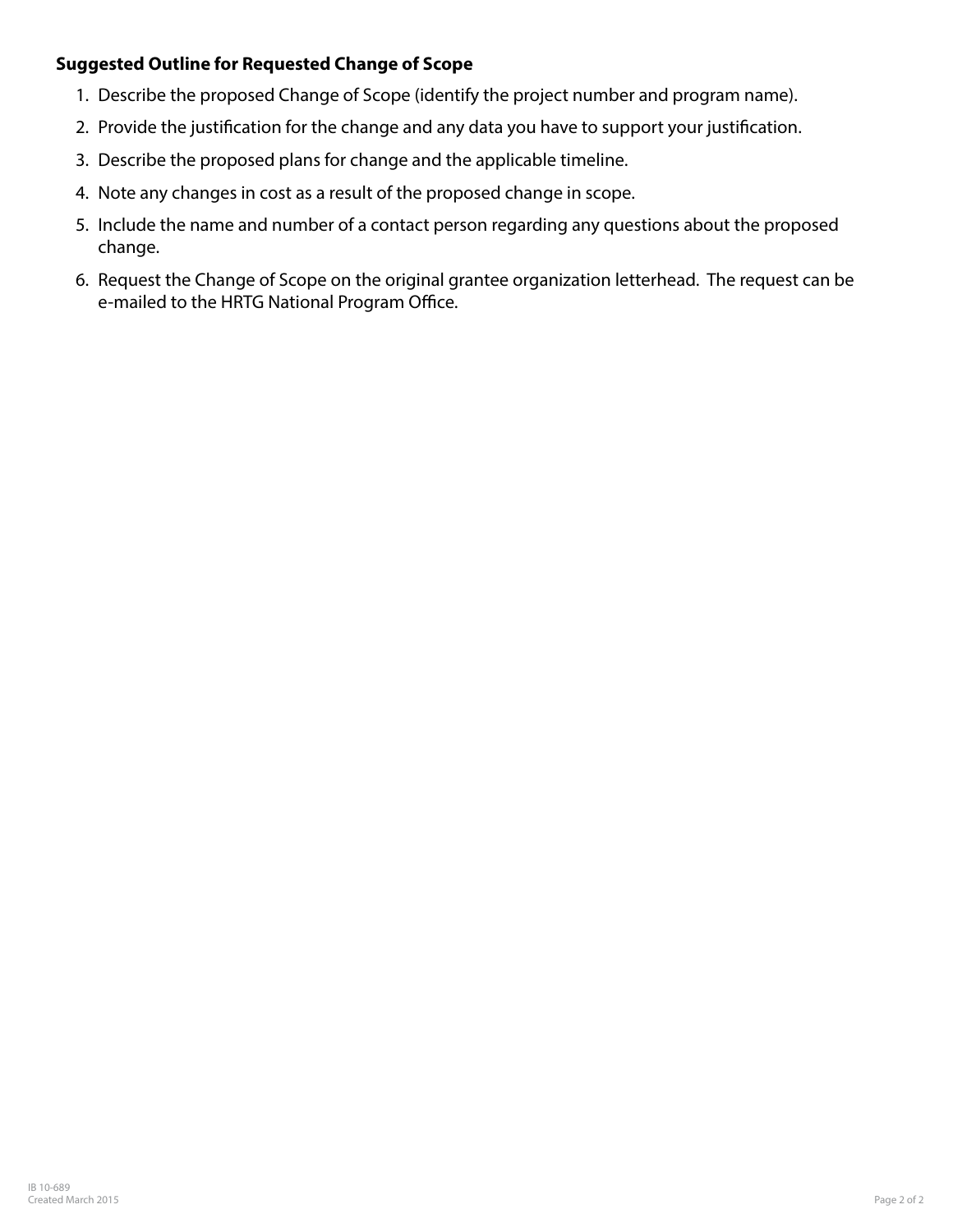**Suggested Outline for Requested Change of Scope**

1. Describe the proposed Change of Scope (identify the project number and program name).
2. Provide the justification for the change and any data you have to support your justification.
3. Describe the proposed plans for change and the applicable timeline.
4. Note any changes in cost as a result of the proposed change in scope.
5. Include the name and number of a contact person regarding any questions about the proposed change.
6. Request the Change of Scope on the original grantee organization letterhead. The request can be e-mailed to the HRTG National Program Office.